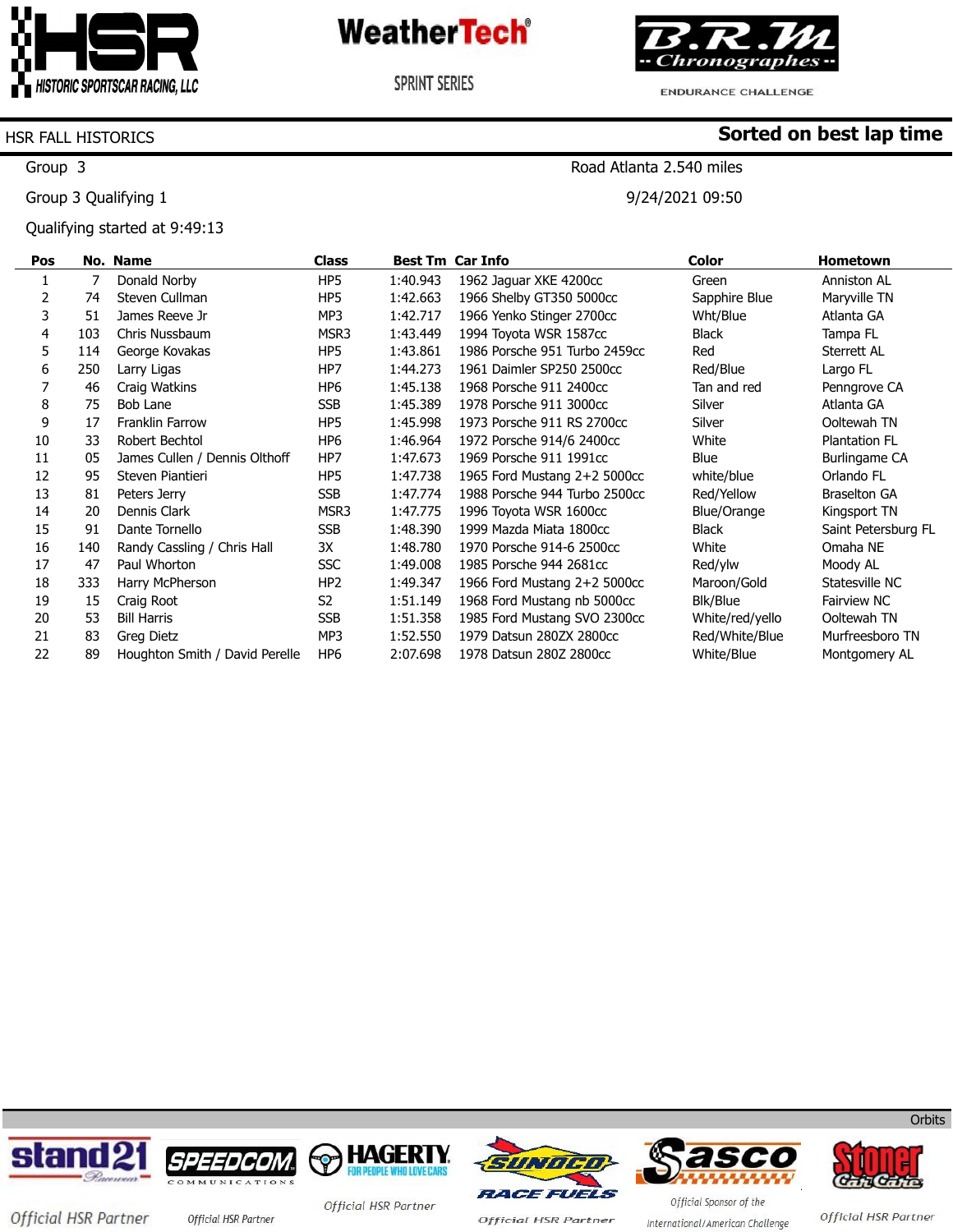HSR HISTORIC SPORTSCAR RACING, LLC

WeatherTech SPRINT SERIES

B.R.M Chronographes ENDURANCE CHALLENGE

HSR FALL HISTORICS **Sorted on best lap time**

Group 3 Road Atlanta 2.540 miles

Group 3 Qualifying 1 9/24/2021 09:50

Qualifying started at 9:49:13

| Pos | No. | Name | Class | Best Tm | Car Info | Color | Hometown |
|---|---|---|---|---|---|---|---|
| 1 | 7 | Donald Norby | HP5 | 1:40.943 | 1962 Jaguar XKE 4200cc | Green | Anniston AL |
| 2 | 74 | Steven Cullman | HP5 | 1:42.663 | 1966 Shelby GT350 5000cc | Sapphire Blue | Maryville TN |
| 3 | 51 | James Reeve Jr | MP3 | 1:42.717 | 1966 Yenko Stinger 2700cc | Wht/Blue | Atlanta GA |
| 4 | 103 | Chris Nussbaum | MSR3 | 1:43.449 | 1994 Toyota WSR 1587cc | Black | Tampa FL |
| 5 | 114 | George Kovakas | HP5 | 1:43.861 | 1986 Porsche 951 Turbo 2459cc | Red | Sterrett AL |
| 6 | 250 | Larry Ligas | HP7 | 1:44.273 | 1961 Daimler SP250 2500cc | Red/Blue | Largo FL |
| 7 | 46 | Craig Watkins | HP6 | 1:45.138 | 1968 Porsche 911 2400cc | Tan and red | Penngrove CA |
| 8 | 75 | Bob Lane | SSB | 1:45.389 | 1978 Porsche 911 3000cc | Silver | Atlanta GA |
| 9 | 17 | Franklin Farrow | HP5 | 1:45.998 | 1973 Porsche 911 RS 2700cc | Silver | Ooltewah TN |
| 10 | 33 | Robert Bechtol | HP6 | 1:46.964 | 1972 Porsche 914/6 2400cc | White | Plantation FL |
| 11 | 05 | James Cullen / Dennis Olthoff | HP7 | 1:47.673 | 1969 Porsche 911 1991cc | Blue | Burlingame CA |
| 12 | 95 | Steven Piantieri | HP5 | 1:47.738 | 1965 Ford Mustang 2+2 5000cc | white/blue | Orlando FL |
| 13 | 81 | Peters Jerry | SSB | 1:47.774 | 1988 Porsche 944 Turbo 2500cc | Red/Yellow | Braselton GA |
| 14 | 20 | Dennis Clark | MSR3 | 1:47.775 | 1996 Toyota WSR 1600cc | Blue/Orange | Kingsport TN |
| 15 | 91 | Dante Tornello | SSB | 1:48.390 | 1999 Mazda Miata 1800cc | Black | Saint Petersburg FL |
| 16 | 140 | Randy Cassling / Chris Hall | 3X | 1:48.780 | 1970 Porsche 914-6 2500cc | White | Omaha NE |
| 17 | 47 | Paul Whorton | SSC | 1:49.008 | 1985 Porsche 944 2681cc | Red/ylw | Moody AL |
| 18 | 333 | Harry McPherson | HP2 | 1:49.347 | 1966 Ford Mustang 2+2 5000cc | Maroon/Gold | Statesville NC |
| 19 | 15 | Craig Root | S2 | 1:51.149 | 1968 Ford Mustang nb 5000cc | Blk/Blue | Fairview NC |
| 20 | 53 | Bill Harris | SSB | 1:51.358 | 1985 Ford Mustang SVO 2300cc | White/red/yello | Ooltewah TN |
| 21 | 83 | Greg Dietz | MP3 | 1:52.550 | 1979 Datsun 280ZX 2800cc | Red/White/Blue | Murfreesboro TN |
| 22 | 89 | Houghton Smith / David Perelle | HP6 | 2:07.698 | 1978 Datsun 280Z 2800cc | White/Blue | Montgomery AL |

Orbits

stand21 Official HSR Partner · SPEEDCOM Communications Official HSR Partner · HAGERTY Official HSR Partner · SUNOCO Race Fuels Official HSR Partner · Sasco Official Sponsor of the International/American Challenge · Stoner Car Care Official HSR Partner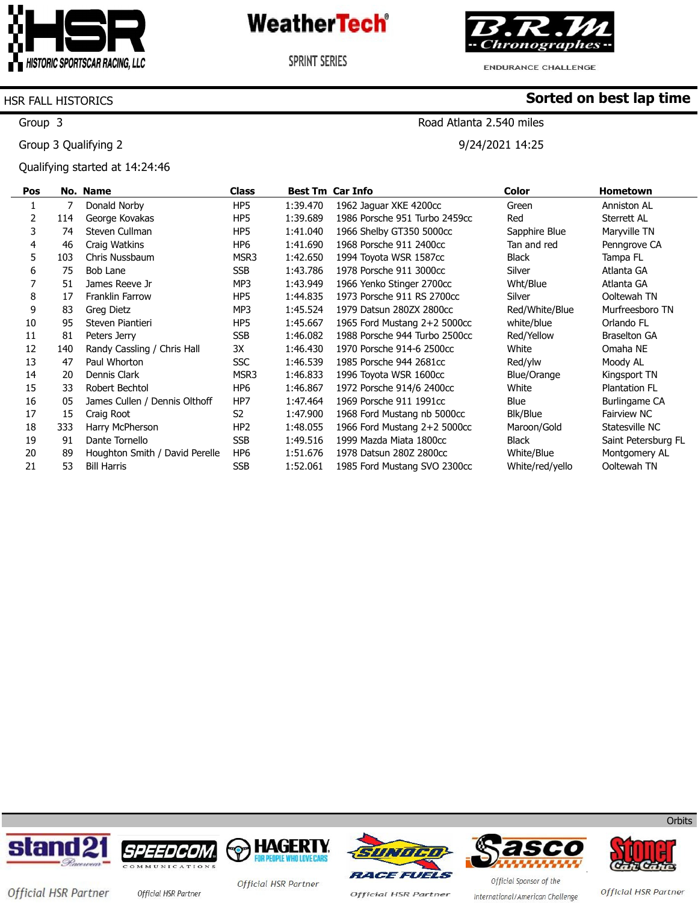HSR FALL HISTORICS

**Sorted on best lap time**

Group 3 — Road Atlanta 2.540 miles

Group 3 Qualifying 2 — 9/24/2021 14:25

Qualifying started at 14:24:46

| Pos | No. | Name | Class | Best Tm | Car Info | Color | Hometown |
|---|---|---|---|---|---|---|---|
| 1 | 7 | Donald Norby | HP5 | 1:39.470 | 1962 Jaguar XKE 4200cc | Green | Anniston AL |
| 2 | 114 | George Kovakas | HP5 | 1:39.689 | 1986 Porsche 951 Turbo 2459cc | Red | Sterrett AL |
| 3 | 74 | Steven Cullman | HP5 | 1:41.040 | 1966 Shelby GT350 5000cc | Sapphire Blue | Maryville TN |
| 4 | 46 | Craig Watkins | HP6 | 1:41.690 | 1968 Porsche 911 2400cc | Tan and red | Penngrove CA |
| 5 | 103 | Chris Nussbaum | MSR3 | 1:42.650 | 1994 Toyota WSR 1587cc | Black | Tampa FL |
| 6 | 75 | Bob Lane | SSB | 1:43.786 | 1978 Porsche 911 3000cc | Silver | Atlanta GA |
| 7 | 51 | James Reeve Jr | MP3 | 1:43.949 | 1966 Yenko Stinger 2700cc | Wht/Blue | Atlanta GA |
| 8 | 17 | Franklin Farrow | HP5 | 1:44.835 | 1973 Porsche 911 RS 2700cc | Silver | Ooltewah TN |
| 9 | 83 | Greg Dietz | MP3 | 1:45.524 | 1979 Datsun 280ZX 2800cc | Red/White/Blue | Murfreesboro TN |
| 10 | 95 | Steven Piantieri | HP5 | 1:45.667 | 1965 Ford Mustang 2+2 5000cc | white/blue | Orlando FL |
| 11 | 81 | Peters Jerry | SSB | 1:46.082 | 1988 Porsche 944 Turbo 2500cc | Red/Yellow | Braselton GA |
| 12 | 140 | Randy Cassling / Chris Hall | 3X | 1:46.430 | 1970 Porsche 914-6 2500cc | White | Omaha NE |
| 13 | 47 | Paul Whorton | SSC | 1:46.539 | 1985 Porsche 944 2681cc | Red/ylw | Moody AL |
| 14 | 20 | Dennis Clark | MSR3 | 1:46.833 | 1996 Toyota WSR 1600cc | Blue/Orange | Kingsport TN |
| 15 | 33 | Robert Bechtol | HP6 | 1:46.867 | 1972 Porsche 914/6 2400cc | White | Plantation FL |
| 16 | 05 | James Cullen / Dennis Olthoff | HP7 | 1:47.464 | 1969 Porsche 911 1991cc | Blue | Burlingame CA |
| 17 | 15 | Craig Root | S2 | 1:47.900 | 1968 Ford Mustang nb 5000cc | Blk/Blue | Fairview NC |
| 18 | 333 | Harry McPherson | HP2 | 1:48.055 | 1966 Ford Mustang 2+2 5000cc | Maroon/Gold | Statesville NC |
| 19 | 91 | Dante Tornello | SSB | 1:49.516 | 1999 Mazda Miata 1800cc | Black | Saint Petersburg FL |
| 20 | 89 | Houghton Smith / David Perelle | HP6 | 1:51.676 | 1978 Datsun 280Z 2800cc | White/Blue | Montgomery AL |
| 21 | 53 | Bill Harris | SSB | 1:52.061 | 1985 Ford Mustang SVO 2300cc | White/red/yello | Ooltewah TN |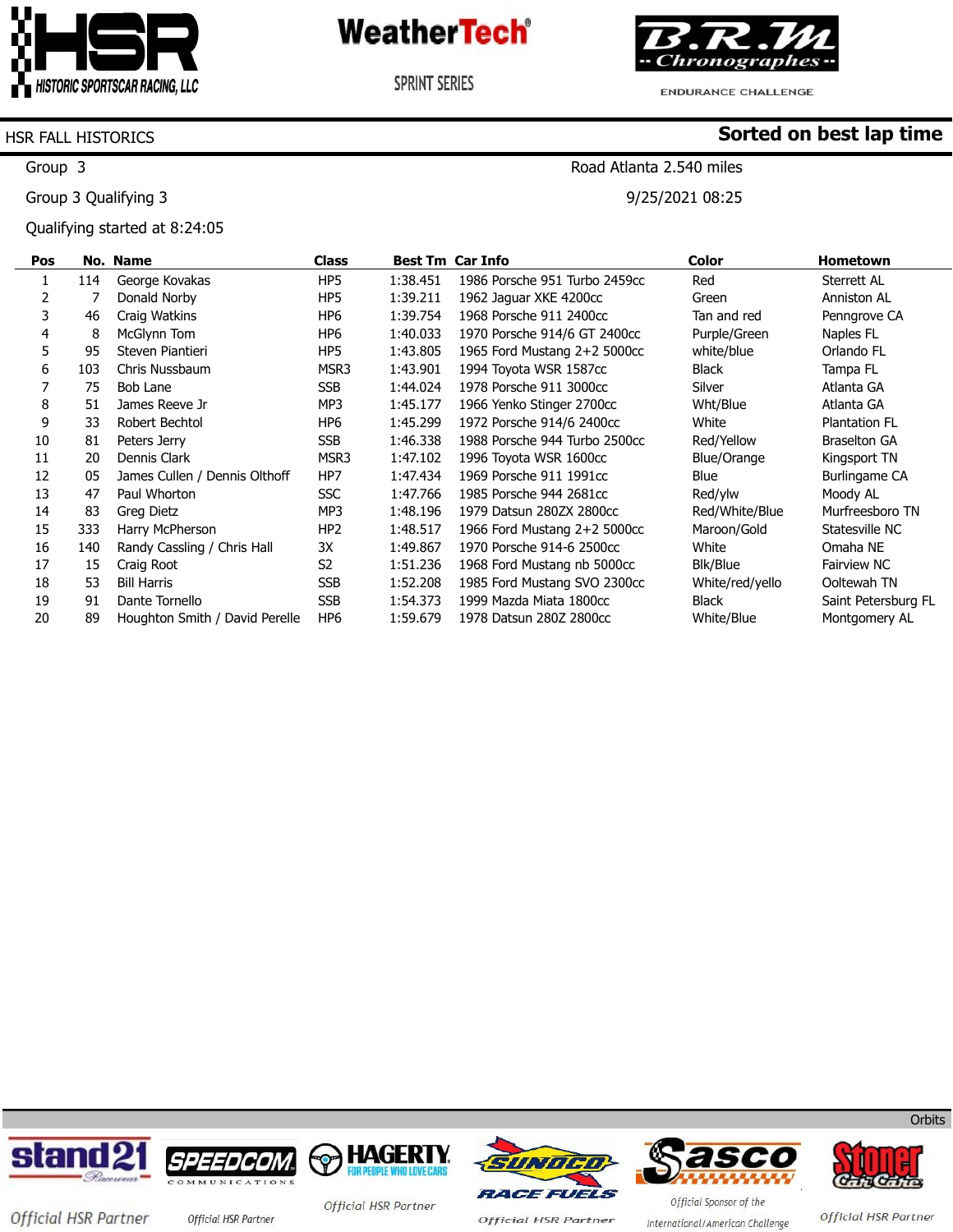HISTORIC SPORTSCAR RACING, LLC

WeatherTech SPRINT SERIES

B.R.M Chronographes ENDURANCE CHALLENGE

HSR FALL HISTORICS

**Sorted on best lap time**

Group 3 — Road Atlanta 2.540 miles

Group 3 Qualifying 3 — 9/25/2021 08:25

Qualifying started at 8:24:05

| Pos | No. | Name | Class | Best Tm | Car Info | Color | Hometown |
|---|---|---|---|---|---|---|---|
| 1 | 114 | George Kovakas | HP5 | 1:38.451 | 1986 Porsche 951 Turbo 2459cc | Red | Sterrett AL |
| 2 | 7 | Donald Norby | HP5 | 1:39.211 | 1962 Jaguar XKE 4200cc | Green | Anniston AL |
| 3 | 46 | Craig Watkins | HP6 | 1:39.754 | 1968 Porsche 911 2400cc | Tan and red | Penngrove CA |
| 4 | 8 | McGlynn Tom | HP6 | 1:40.033 | 1970 Porsche 914/6 GT 2400cc | Purple/Green | Naples FL |
| 5 | 95 | Steven Piantieri | HP5 | 1:43.805 | 1965 Ford Mustang 2+2 5000cc | white/blue | Orlando FL |
| 6 | 103 | Chris Nussbaum | MSR3 | 1:43.901 | 1994 Toyota WSR 1587cc | Black | Tampa FL |
| 7 | 75 | Bob Lane | SSB | 1:44.024 | 1978 Porsche 911 3000cc | Silver | Atlanta GA |
| 8 | 51 | James Reeve Jr | MP3 | 1:45.177 | 1966 Yenko Stinger 2700cc | Wht/Blue | Atlanta GA |
| 9 | 33 | Robert Bechtol | HP6 | 1:45.299 | 1972 Porsche 914/6 2400cc | White | Plantation FL |
| 10 | 81 | Peters Jerry | SSB | 1:46.338 | 1988 Porsche 944 Turbo 2500cc | Red/Yellow | Braselton GA |
| 11 | 20 | Dennis Clark | MSR3 | 1:47.102 | 1996 Toyota WSR 1600cc | Blue/Orange | Kingsport TN |
| 12 | 05 | James Cullen / Dennis Olthoff | HP7 | 1:47.434 | 1969 Porsche 911 1991cc | Blue | Burlingame CA |
| 13 | 47 | Paul Whorton | SSC | 1:47.766 | 1985 Porsche 944 2681cc | Red/ylw | Moody AL |
| 14 | 83 | Greg Dietz | MP3 | 1:48.196 | 1979 Datsun 280ZX 2800cc | Red/White/Blue | Murfreesboro TN |
| 15 | 333 | Harry McPherson | HP2 | 1:48.517 | 1966 Ford Mustang 2+2 5000cc | Maroon/Gold | Statesville NC |
| 16 | 140 | Randy Cassling / Chris Hall | 3X | 1:49.867 | 1970 Porsche 914-6 2500cc | White | Omaha NE |
| 17 | 15 | Craig Root | S2 | 1:51.236 | 1968 Ford Mustang nb 5000cc | Blk/Blue | Fairview NC |
| 18 | 53 | Bill Harris | SSB | 1:52.208 | 1985 Ford Mustang SVO 2300cc | White/red/yello | Ooltewah TN |
| 19 | 91 | Dante Tornello | SSB | 1:54.373 | 1999 Mazda Miata 1800cc | Black | Saint Petersburg FL |
| 20 | 89 | Houghton Smith / David Perelle | HP6 | 1:59.679 | 1978 Datsun 280Z 2800cc | White/Blue | Montgomery AL |

Orbits

stand21 Official HSR Partner — SPEEDCOM Communications Official HSR Partner — HAGERTY Official HSR Partner — SUNOCO Race Fuels Official HSR Partner — Sasco Official Sponsor of the International/American Challenge — Stoner Car Care Official HSR Partner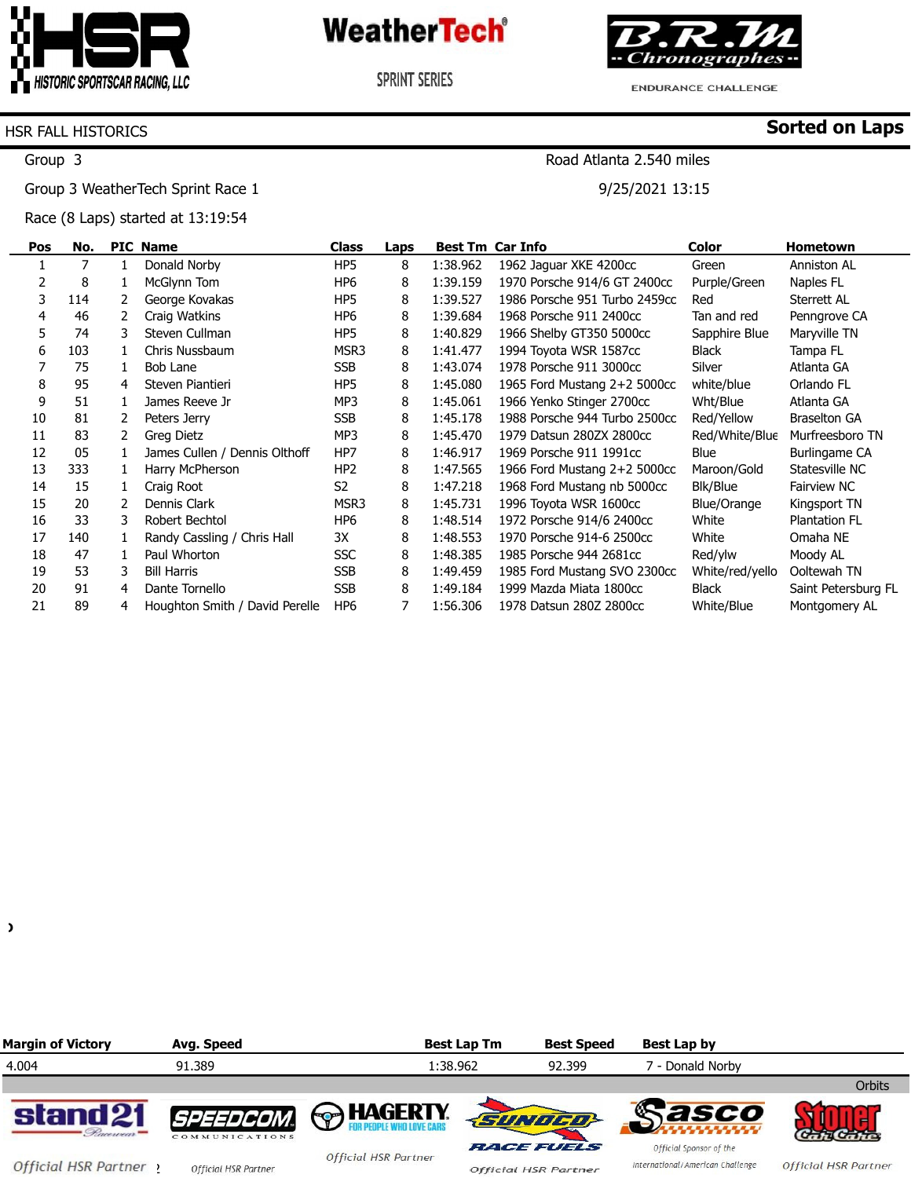HSR HISTORIC SPORTSCAR RACING, LLC

WeatherTech SPRINT SERIES

B.R.M Chronographes ENDURANCE CHALLENGE

## HSR FALL HISTORICS

**Sorted on Laps**

Group 3 — Road Atlanta 2.540 miles

Group 3 WeatherTech Sprint Race 1 — 9/25/2021 13:15

Race (8 Laps) started at 13:19:54

| Pos | No. | PIC | Name | Class | Laps | Best Tm | Car Info | Color | Hometown |
|---|---|---|---|---|---|---|---|---|---|
| 1 | 7 | 1 | Donald Norby | HP5 | 8 | 1:38.962 | 1962 Jaguar XKE 4200cc | Green | Anniston AL |
| 2 | 8 | 1 | McGlynn Tom | HP6 | 8 | 1:39.159 | 1970 Porsche 914/6 GT 2400cc | Purple/Green | Naples FL |
| 3 | 114 | 2 | George Kovakas | HP5 | 8 | 1:39.527 | 1986 Porsche 951 Turbo 2459cc | Red | Sterrett AL |
| 4 | 46 | 2 | Craig Watkins | HP6 | 8 | 1:39.684 | 1968 Porsche 911 2400cc | Tan and red | Penngrove CA |
| 5 | 74 | 3 | Steven Cullman | HP5 | 8 | 1:40.829 | 1966 Shelby GT350 5000cc | Sapphire Blue | Maryville TN |
| 6 | 103 | 1 | Chris Nussbaum | MSR3 | 8 | 1:41.477 | 1994 Toyota WSR 1587cc | Black | Tampa FL |
| 7 | 75 | 1 | Bob Lane | SSB | 8 | 1:43.074 | 1978 Porsche 911 3000cc | Silver | Atlanta GA |
| 8 | 95 | 4 | Steven Piantieri | HP5 | 8 | 1:45.080 | 1965 Ford Mustang 2+2 5000cc | white/blue | Orlando FL |
| 9 | 51 | 1 | James Reeve Jr | MP3 | 8 | 1:45.061 | 1966 Yenko Stinger 2700cc | Wht/Blue | Atlanta GA |
| 10 | 81 | 2 | Peters Jerry | SSB | 8 | 1:45.178 | 1988 Porsche 944 Turbo 2500cc | Red/Yellow | Braselton GA |
| 11 | 83 | 2 | Greg Dietz | MP3 | 8 | 1:45.470 | 1979 Datsun 280ZX 2800cc | Red/White/Blue | Murfreesboro TN |
| 12 | 05 | 1 | James Cullen / Dennis Olthoff | HP7 | 8 | 1:46.917 | 1969 Porsche 911 1991cc | Blue | Burlingame CA |
| 13 | 333 | 1 | Harry McPherson | HP2 | 8 | 1:47.565 | 1966 Ford Mustang 2+2 5000cc | Maroon/Gold | Statesville NC |
| 14 | 15 | 1 | Craig Root | S2 | 8 | 1:47.218 | 1968 Ford Mustang nb 5000cc | Blk/Blue | Fairview NC |
| 15 | 20 | 2 | Dennis Clark | MSR3 | 8 | 1:45.731 | 1996 Toyota WSR 1600cc | Blue/Orange | Kingsport TN |
| 16 | 33 | 3 | Robert Bechtol | HP6 | 8 | 1:48.514 | 1972 Porsche 914/6 2400cc | White | Plantation FL |
| 17 | 140 | 1 | Randy Cassling / Chris Hall | 3X | 8 | 1:48.553 | 1970 Porsche 914-6 2500cc | White | Omaha NE |
| 18 | 47 | 1 | Paul Whorton | SSC | 8 | 1:48.385 | 1985 Porsche 944 2681cc | Red/ylw | Moody AL |
| 19 | 53 | 3 | Bill Harris | SSB | 8 | 1:49.459 | 1985 Ford Mustang SVO 2300cc | White/red/yello | Ooltewah TN |
| 20 | 91 | 4 | Dante Tornello | SSB | 8 | 1:49.184 | 1999 Mazda Miata 1800cc | Black | Saint Petersburg FL |
| 21 | 89 | 4 | Houghton Smith / David Perelle | HP6 | 7 | 1:56.306 | 1978 Datsun 280Z 2800cc | White/Blue | Montgomery AL |

| Margin of Victory | Avg. Speed | Best Lap Tm | Best Speed | Best Lap by |
|---|---|---|---|---|
| 4.004 | 91.389 | 1:38.962 | 92.399 | 7 - Donald Norby |

Orbits

stand21 Racewear — Official HSR Partner | SPEEDCOM COMMUNICATIONS — Official HSR Partner | HAGERTY FOR PEOPLE WHO LOVE CARS — Official HSR Partner | SUNOCO RACE FUELS — Official HSR Partner | Sasco — Official Sponsor of the International/American Challenge | Stoner Car Care — Official HSR Partner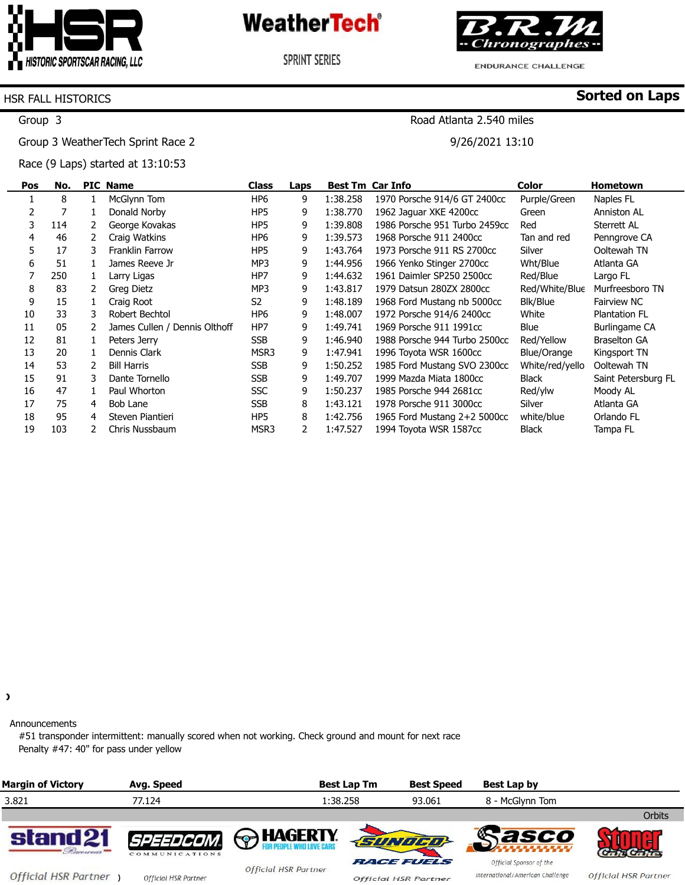HSR HISTORIC SPORTSCAR RACING, LLC

WeatherTech SPRINT SERIES

B.R.M Chronographes ENDURANCE CHALLENGE

## HSR FALL HISTORICS

**Sorted on Laps**

Group 3 — Road Atlanta 2.540 miles

Group 3 WeatherTech Sprint Race 2 — 9/26/2021 13:10

Race (9 Laps) started at 13:10:53

| Pos | No. | PIC | Name | Class | Laps | Best Tm | Car Info | Color | Hometown |
|---|---|---|---|---|---|---|---|---|---|
| 1 | 8 | 1 | McGlynn Tom | HP6 | 9 | 1:38.258 | 1970 Porsche 914/6 GT 2400cc | Purple/Green | Naples FL |
| 2 | 7 | 1 | Donald Norby | HP5 | 9 | 1:38.770 | 1962 Jaguar XKE 4200cc | Green | Anniston AL |
| 3 | 114 | 2 | George Kovakas | HP5 | 9 | 1:39.808 | 1986 Porsche 951 Turbo 2459cc | Red | Sterrett AL |
| 4 | 46 | 2 | Craig Watkins | HP6 | 9 | 1:39.573 | 1968 Porsche 911 2400cc | Tan and red | Penngrove CA |
| 5 | 17 | 3 | Franklin Farrow | HP5 | 9 | 1:43.764 | 1973 Porsche 911 RS 2700cc | Silver | Ooltewah TN |
| 6 | 51 | 1 | James Reeve Jr | MP3 | 9 | 1:44.956 | 1966 Yenko Stinger 2700cc | Wht/Blue | Atlanta GA |
| 7 | 250 | 1 | Larry Ligas | HP7 | 9 | 1:44.632 | 1961 Daimler SP250 2500cc | Red/Blue | Largo FL |
| 8 | 83 | 2 | Greg Dietz | MP3 | 9 | 1:43.817 | 1979 Datsun 280ZX 2800cc | Red/White/Blue | Murfreesboro TN |
| 9 | 15 | 1 | Craig Root | S2 | 9 | 1:48.189 | 1968 Ford Mustang nb 5000cc | Blk/Blue | Fairview NC |
| 10 | 33 | 3 | Robert Bechtol | HP6 | 9 | 1:48.007 | 1972 Porsche 914/6 2400cc | White | Plantation FL |
| 11 | 05 | 2 | James Cullen / Dennis Olthoff | HP7 | 9 | 1:49.741 | 1969 Porsche 911 1991cc | Blue | Burlingame CA |
| 12 | 81 | 1 | Peters Jerry | SSB | 9 | 1:46.940 | 1988 Porsche 944 Turbo 2500cc | Red/Yellow | Braselton GA |
| 13 | 20 | 1 | Dennis Clark | MSR3 | 9 | 1:47.941 | 1996 Toyota WSR 1600cc | Blue/Orange | Kingsport TN |
| 14 | 53 | 2 | Bill Harris | SSB | 9 | 1:50.252 | 1985 Ford Mustang SVO 2300cc | White/red/yello | Ooltewah TN |
| 15 | 91 | 3 | Dante Tornello | SSB | 9 | 1:49.707 | 1999 Mazda Miata 1800cc | Black | Saint Petersburg FL |
| 16 | 47 | 1 | Paul Whorton | SSC | 9 | 1:50.237 | 1985 Porsche 944 2681cc | Red/ylw | Moody AL |
| 17 | 75 | 4 | Bob Lane | SSB | 8 | 1:43.121 | 1978 Porsche 911 3000cc | Silver | Atlanta GA |
| 18 | 95 | 4 | Steven Piantieri | HP5 | 8 | 1:42.756 | 1965 Ford Mustang 2+2 5000cc | white/blue | Orlando FL |
| 19 | 103 | 2 | Chris Nussbaum | MSR3 | 2 | 1:47.527 | 1994 Toyota WSR 1587cc | Black | Tampa FL |

Announcements

#51 transponder intermittent: manually scored when not working. Check ground and mount for next race

Penalty #47: 40" for pass under yellow

| Margin of Victory | Avg. Speed | Best Lap Tm | Best Speed | Best Lap by |
|---|---|---|---|---|
| 3.821 | 77.124 | 1:38.258 | 93.061 | 8 - McGlynn Tom |

Orbits

stand21 — Official HSR Partner
SPEEDCOM COMMUNICATIONS — Official HSR Partner
HAGERTY FOR PEOPLE WHO LOVE CARS — Official HSR Partner
SUNOCO RACE FUELS — Official HSR Partner
Sasco — Official Sponsor of the International/American Challenge
Stoner Car Care — Official HSR Partner